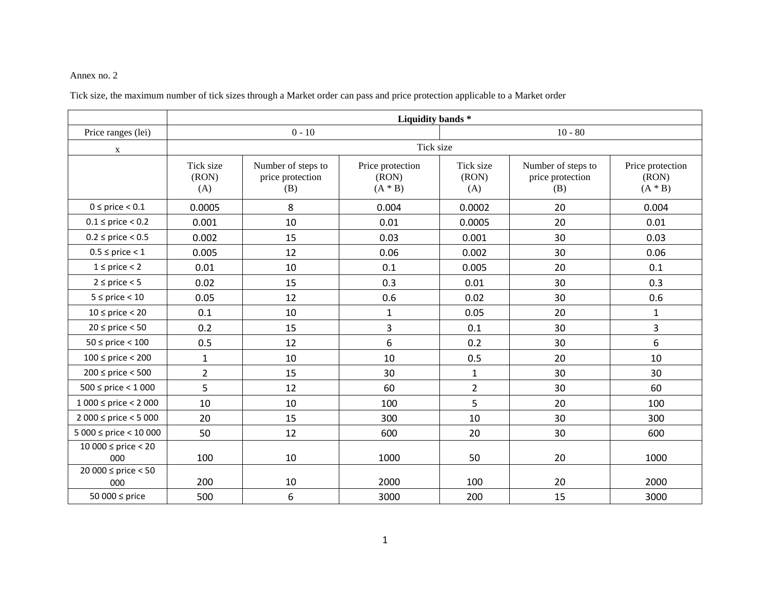Annex no. 2

Tick size, the maximum number of tick sizes through a Market order can pass and price protection applicable to a Market order

| | **Liquidity bands *** | | | | | |
|---|---|---|---|---|---|---|
| Price ranges (lei) | 0 - 10 | | | 10 - 80 | | |
| x | Tick size | | | | | |
| | Tick size (RON) (A) | Number of steps to price protection (B) | Price protection (RON) (A * B) | Tick size (RON) (A) | Number of steps to price protection (B) | Price protection (RON) (A * B) |
| 0 ≤ price < 0.1 | 0.0005 | 8 | 0.004 | 0.0002 | 20 | 0.004 |
| 0.1 ≤ price < 0.2 | 0.001 | 10 | 0.01 | 0.0005 | 20 | 0.01 |
| 0.2 ≤ price < 0.5 | 0.002 | 15 | 0.03 | 0.001 | 30 | 0.03 |
| 0.5 ≤ price < 1 | 0.005 | 12 | 0.06 | 0.002 | 30 | 0.06 |
| 1 ≤ price < 2 | 0.01 | 10 | 0.1 | 0.005 | 20 | 0.1 |
| 2 ≤ price < 5 | 0.02 | 15 | 0.3 | 0.01 | 30 | 0.3 |
| 5 ≤ price < 10 | 0.05 | 12 | 0.6 | 0.02 | 30 | 0.6 |
| 10 ≤ price < 20 | 0.1 | 10 | 1 | 0.05 | 20 | 1 |
| 20 ≤ price < 50 | 0.2 | 15 | 3 | 0.1 | 30 | 3 |
| 50 ≤ price < 100 | 0.5 | 12 | 6 | 0.2 | 30 | 6 |
| 100 ≤ price < 200 | 1 | 10 | 10 | 0.5 | 20 | 10 |
| 200 ≤ price < 500 | 2 | 15 | 30 | 1 | 30 | 30 |
| 500 ≤ price < 1 000 | 5 | 12 | 60 | 2 | 30 | 60 |
| 1 000 ≤ price < 2 000 | 10 | 10 | 100 | 5 | 20 | 100 |
| 2 000 ≤ price < 5 000 | 20 | 15 | 300 | 10 | 30 | 300 |
| 5 000 ≤ price < 10 000 | 50 | 12 | 600 | 20 | 30 | 600 |
| 10 000 ≤ price < 20 000 | 100 | 10 | 1000 | 50 | 20 | 1000 |
| 20 000 ≤ price < 50 000 | 200 | 10 | 2000 | 100 | 20 | 2000 |
| 50 000 ≤ price | 500 | 6 | 3000 | 200 | 15 | 3000 |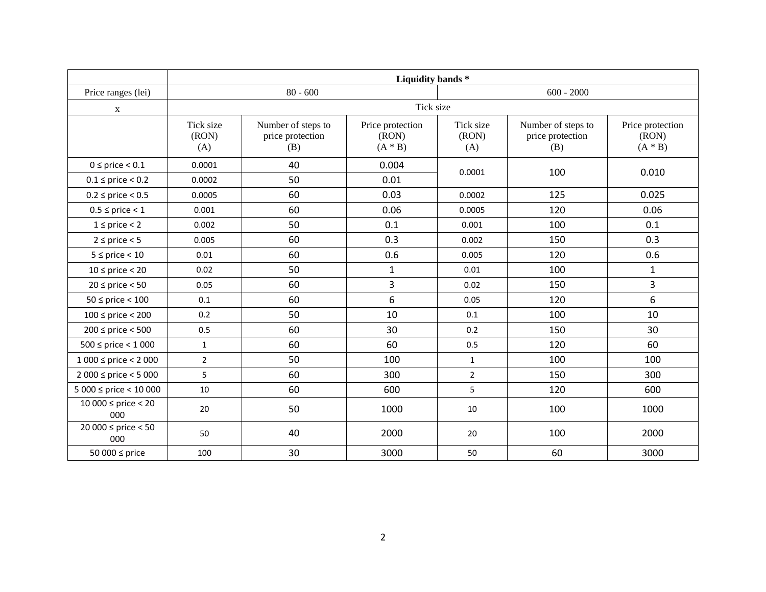| | Liquidity bands * | | | | | |
|---|---|---|---|---|---|---|
| Price ranges (lei) | 80 - 600 | | | 600 - 2000 | | |
| x | Tick size | | | | | |
| | Tick size (RON) (A) | Number of steps to price protection (B) | Price protection (RON) (A * B) | Tick size (RON) (A) | Number of steps to price protection (B) | Price protection (RON) (A * B) |
| 0 ≤ price < 0.1 | 0.0001 | 40 | 0.004 | 0.0001 | 100 | 0.010 |
| 0.1 ≤ price < 0.2 | 0.0002 | 50 | 0.01 | | | |
| 0.2 ≤ price < 0.5 | 0.0005 | 60 | 0.03 | 0.0002 | 125 | 0.025 |
| 0.5 ≤ price < 1 | 0.001 | 60 | 0.06 | 0.0005 | 120 | 0.06 |
| 1 ≤ price < 2 | 0.002 | 50 | 0.1 | 0.001 | 100 | 0.1 |
| 2 ≤ price < 5 | 0.005 | 60 | 0.3 | 0.002 | 150 | 0.3 |
| 5 ≤ price < 10 | 0.01 | 60 | 0.6 | 0.005 | 120 | 0.6 |
| 10 ≤ price < 20 | 0.02 | 50 | 1 | 0.01 | 100 | 1 |
| 20 ≤ price < 50 | 0.05 | 60 | 3 | 0.02 | 150 | 3 |
| 50 ≤ price < 100 | 0.1 | 60 | 6 | 0.05 | 120 | 6 |
| 100 ≤ price < 200 | 0.2 | 50 | 10 | 0.1 | 100 | 10 |
| 200 ≤ price < 500 | 0.5 | 60 | 30 | 0.2 | 150 | 30 |
| 500 ≤ price < 1 000 | 1 | 60 | 60 | 0.5 | 120 | 60 |
| 1 000 ≤ price < 2 000 | 2 | 50 | 100 | 1 | 100 | 100 |
| 2 000 ≤ price < 5 000 | 5 | 60 | 300 | 2 | 150 | 300 |
| 5 000 ≤ price < 10 000 | 10 | 60 | 600 | 5 | 120 | 600 |
| 10 000 ≤ price < 20 000 | 20 | 50 | 1000 | 10 | 100 | 1000 |
| 20 000 ≤ price < 50 000 | 50 | 40 | 2000 | 20 | 100 | 2000 |
| 50 000 ≤ price | 100 | 30 | 3000 | 50 | 60 | 3000 |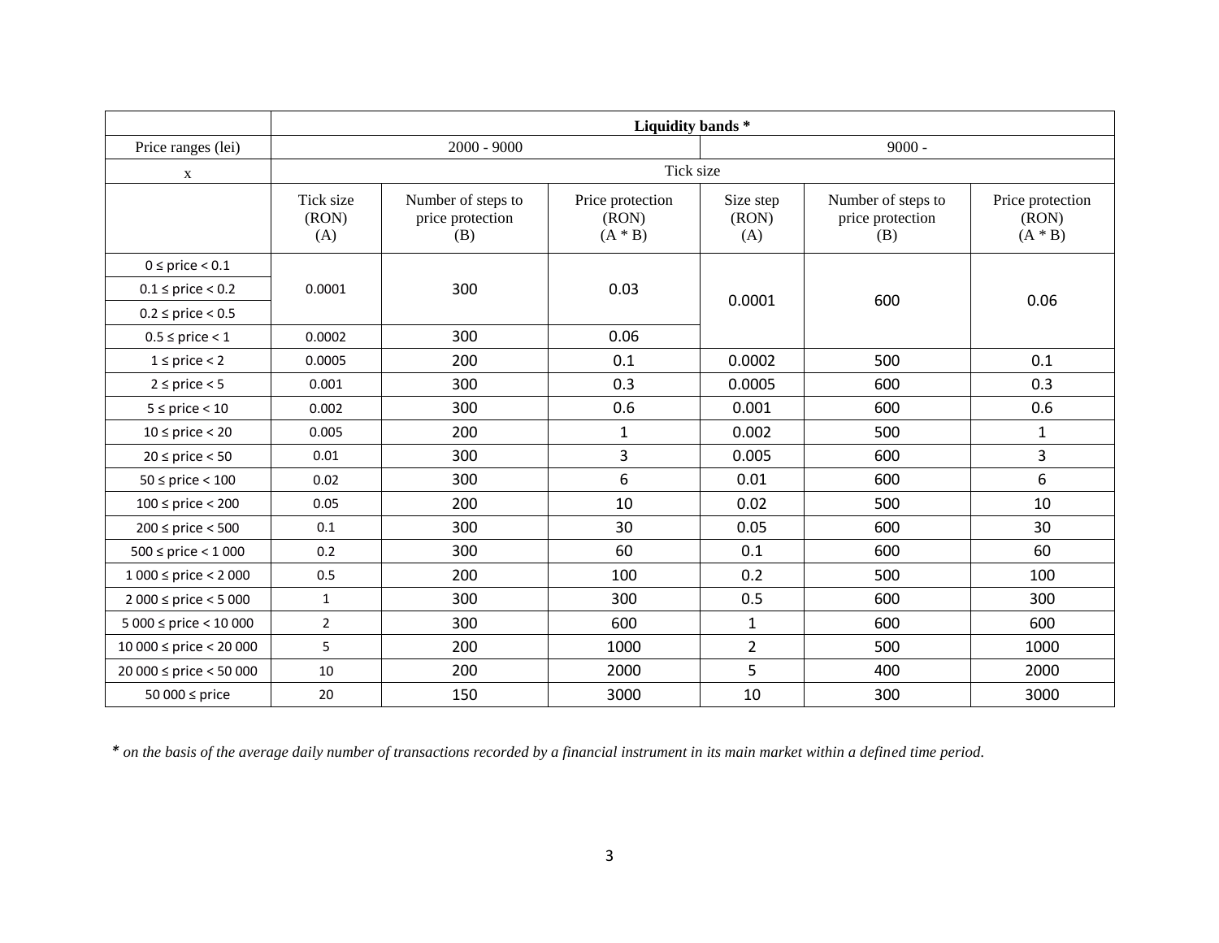| | Liquidity bands * | | | | | |
|---|---|---|---|---|---|---|
| Price ranges (lei) | 2000 - 9000 | | | 9000 - | | |
| x | Tick size | | | | | |
| | Tick size (RON) (A) | Number of steps to price protection (B) | Price protection (RON) (A * B) | Size step (RON) (A) | Number of steps to price protection (B) | Price protection (RON) (A * B) |
| 0 ≤ price < 0.1 | 0.0001 | 300 | 0.03 | 0.0001 | 600 | 0.06 |
| 0.1 ≤ price < 0.2 | | | | | | |
| 0.2 ≤ price < 0.5 | | | | | | |
| 0.5 ≤ price < 1 | 0.0002 | 300 | 0.06 | | | |
| 1 ≤ price < 2 | 0.0005 | 200 | 0.1 | 0.0002 | 500 | 0.1 |
| 2 ≤ price < 5 | 0.001 | 300 | 0.3 | 0.0005 | 600 | 0.3 |
| 5 ≤ price < 10 | 0.002 | 300 | 0.6 | 0.001 | 600 | 0.6 |
| 10 ≤ price < 20 | 0.005 | 200 | 1 | 0.002 | 500 | 1 |
| 20 ≤ price < 50 | 0.01 | 300 | 3 | 0.005 | 600 | 3 |
| 50 ≤ price < 100 | 0.02 | 300 | 6 | 0.01 | 600 | 6 |
| 100 ≤ price < 200 | 0.05 | 200 | 10 | 0.02 | 500 | 10 |
| 200 ≤ price < 500 | 0.1 | 300 | 30 | 0.05 | 600 | 30 |
| 500 ≤ price < 1 000 | 0.2 | 300 | 60 | 0.1 | 600 | 60 |
| 1 000 ≤ price < 2 000 | 0.5 | 200 | 100 | 0.2 | 500 | 100 |
| 2 000 ≤ price < 5 000 | 1 | 300 | 300 | 0.5 | 600 | 300 |
| 5 000 ≤ price < 10 000 | 2 | 300 | 600 | 1 | 600 | 600 |
| 10 000 ≤ price < 20 000 | 5 | 200 | 1000 | 2 | 500 | 1000 |
| 20 000 ≤ price < 50 000 | 10 | 200 | 2000 | 5 | 400 | 2000 |
| 50 000 ≤ price | 20 | 150 | 3000 | 10 | 300 | 3000 |

*\* on the basis of the average daily number of transactions recorded by a financial instrument in its main market within a defined time period.*